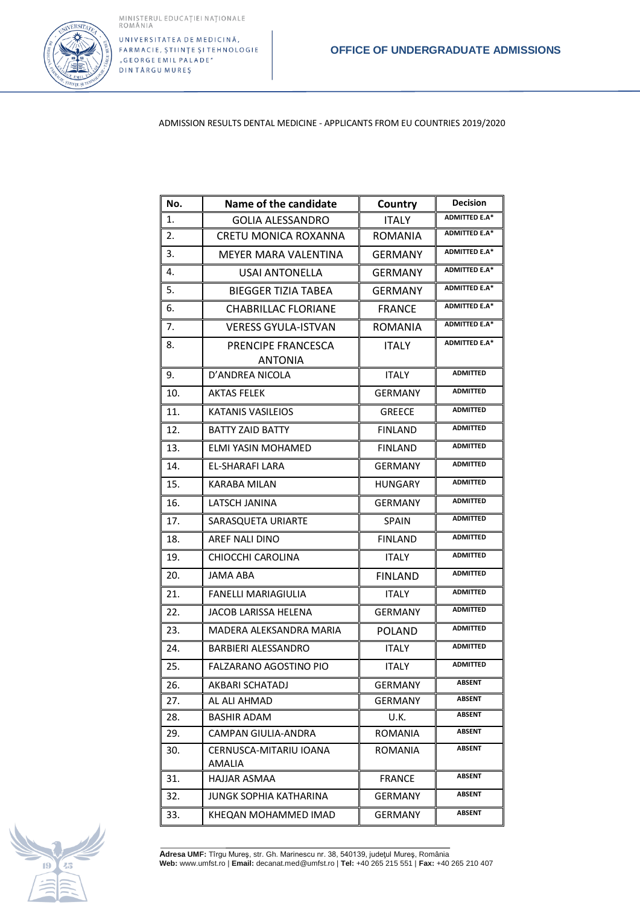MINISTERUL EDUCAȚIEI NAȚIONALE
ROMÂNIA

UNIVERSITATEA DE MEDICINĂ, FARMACIE, ȘTIINȚE ȘI TEHNOLOGIE „GEORGE EMIL PALADE" DIN TÂRGU MUREȘ

**OFFICE OF UNDERGRADUATE ADMISSIONS**

ADMISSION RESULTS DENTAL MEDICINE - APPLICANTS FROM EU COUNTRIES 2019/2020

| No. | Name of the candidate | Country | Decision |
|---|---|---|---|
| 1. | GOLIA ALESSANDRO | ITALY | ADMITTED E.A* |
| 2. | CRETU MONICA ROXANNA | ROMANIA | ADMITTED E.A* |
| 3. | MEYER MARA VALENTINA | GERMANY | ADMITTED E.A* |
| 4. | USAI ANTONELLA | GERMANY | ADMITTED E.A* |
| 5. | BIEGGER TIZIA TABEA | GERMANY | ADMITTED E.A* |
| 6. | CHABRILLAC FLORIANE | FRANCE | ADMITTED E.A* |
| 7. | VERESS GYULA-ISTVAN | ROMANIA | ADMITTED E.A* |
| 8. | PRENCIPE FRANCESCA ANTONIA | ITALY | ADMITTED E.A* |
| 9. | D'ANDREA NICOLA | ITALY | ADMITTED |
| 10. | AKTAS FELEK | GERMANY | ADMITTED |
| 11. | KATANIS VASILEIOS | GREECE | ADMITTED |
| 12. | BATTY ZAID BATTY | FINLAND | ADMITTED |
| 13. | ELMI YASIN MOHAMED | FINLAND | ADMITTED |
| 14. | EL-SHARAFI LARA | GERMANY | ADMITTED |
| 15. | KARABA MILAN | HUNGARY | ADMITTED |
| 16. | LATSCH JANINA | GERMANY | ADMITTED |
| 17. | SARASQUETA URIARTE | SPAIN | ADMITTED |
| 18. | AREF NALI DINO | FINLAND | ADMITTED |
| 19. | CHIOCCHI CAROLINA | ITALY | ADMITTED |
| 20. | JAMA ABA | FINLAND | ADMITTED |
| 21. | FANELLI MARIAGIULIA | ITALY | ADMITTED |
| 22. | JACOB LARISSA HELENA | GERMANY | ADMITTED |
| 23. | MADERA ALEKSANDRA MARIA | POLAND | ADMITTED |
| 24. | BARBIERI ALESSANDRO | ITALY | ADMITTED |
| 25. | FALZARANO AGOSTINO PIO | ITALY | ADMITTED |
| 26. | AKBARI SCHATADJ | GERMANY | ABSENT |
| 27. | AL ALI AHMAD | GERMANY | ABSENT |
| 28. | BASHIR ADAM | U.K. | ABSENT |
| 29. | CAMPAN GIULIA-ANDRA | ROMANIA | ABSENT |
| 30. | CERNUSCA-MITARIU IOANA AMALIA | ROMANIA | ABSENT |
| 31. | HAJJAR ASMAA | FRANCE | ABSENT |
| 32. | JUNGK SOPHIA KATHARINA | GERMANY | ABSENT |
| 33. | KHEQAN MOHAMMED IMAD | GERMANY | ABSENT |

**Adresa UMF:** Tîrgu Mureş, str. Gh. Marinescu nr. 38, 540139, judeţul Mureş, România
**Web:** www.umfst.ro | **Email:** decanat.med@umfst.ro | **Tel:** +40 265 215 551 | **Fax:** +40 265 210 407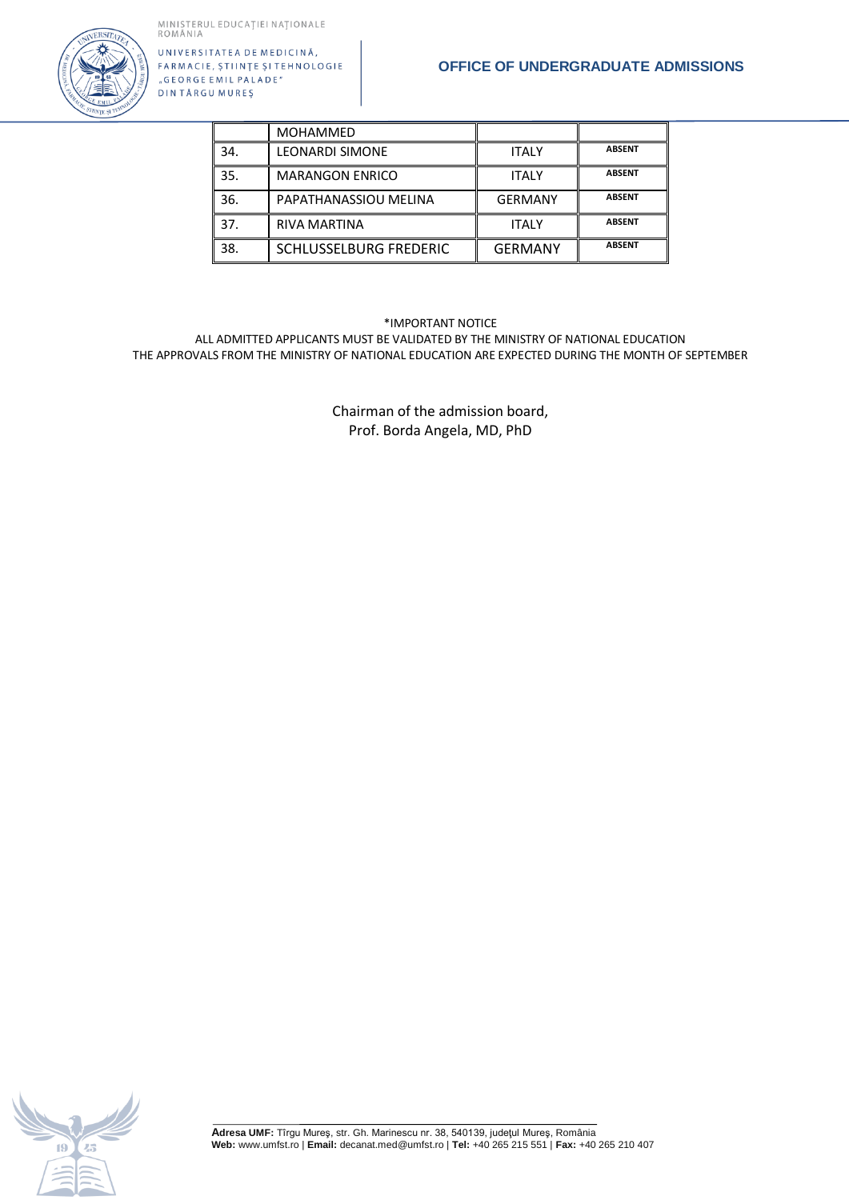| | | | |
|---|---|---|---|
| | MOHAMMED | | |
| 34. | LEONARDI SIMONE | ITALY | **ABSENT** |
| 35. | MARANGON ENRICO | ITALY | **ABSENT** |
| 36. | PAPATHANASSIOU MELINA | GERMANY | **ABSENT** |
| 37. | RIVA MARTINA | ITALY | **ABSENT** |
| 38. | SCHLUSSELBURG FREDERIC | GERMANY | **ABSENT** |

*IMPORTANT NOTICE

ALL ADMITTED APPLICANTS MUST BE VALIDATED BY THE MINISTRY OF NATIONAL EDUCATION

THE APPROVALS FROM THE MINISTRY OF NATIONAL EDUCATION ARE EXPECTED DURING THE MONTH OF SEPTEMBER

Chairman of the admission board,

Prof. Borda Angela, MD, PhD